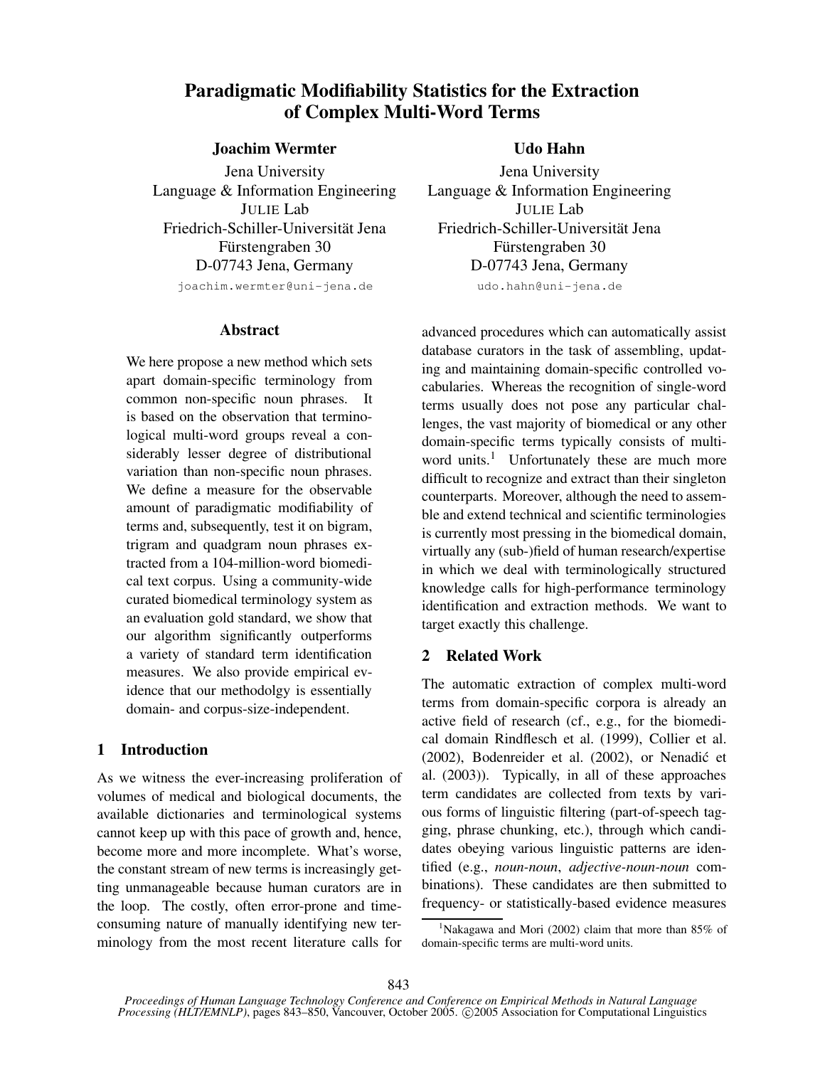# Paradigmatic Modifiability Statistics for the Extraction of Complex Multi-Word Terms

**Joachim Wermter**
Jena University
Language & Information Engineering
JULIE Lab
Friedrich-Schiller-Universität Jena
Fürstengraben 30
D-07743 Jena, Germany
joachim.wermter@uni-jena.de

**Udo Hahn**
Jena University
Language & Information Engineering
JULIE Lab
Friedrich-Schiller-Universität Jena
Fürstengraben 30
D-07743 Jena, Germany
udo.hahn@uni-jena.de

## Abstract

We here propose a new method which sets apart domain-specific terminology from common non-specific noun phrases. It is based on the observation that terminological multi-word groups reveal a considerably lesser degree of distributional variation than non-specific noun phrases. We define a measure for the observable amount of paradigmatic modifiability of terms and, subsequently, test it on bigram, trigram and quadgram noun phrases extracted from a 104-million-word biomedical text corpus. Using a community-wide curated biomedical terminology system as an evaluation gold standard, we show that our algorithm significantly outperforms a variety of standard term identification measures. We also provide empirical evidence that our methodolgy is essentially domain- and corpus-size-independent.

## 1 Introduction

As we witness the ever-increasing proliferation of volumes of medical and biological documents, the available dictionaries and terminological systems cannot keep up with this pace of growth and, hence, become more and more incomplete. What's worse, the constant stream of new terms is increasingly getting unmanageable because human curators are in the loop. The costly, often error-prone and time-consuming nature of manually identifying new terminology from the most recent literature calls for advanced procedures which can automatically assist database curators in the task of assembling, updating and maintaining domain-specific controlled vocabularies. Whereas the recognition of single-word terms usually does not pose any particular challenges, the vast majority of biomedical or any other domain-specific terms typically consists of multi-word units.[1] Unfortunately these are much more difficult to recognize and extract than their singleton counterparts. Moreover, although the need to assemble and extend technical and scientific terminologies is currently most pressing in the biomedical domain, virtually any (sub-)field of human research/expertise in which we deal with terminologically structured knowledge calls for high-performance terminology identification and extraction methods. We want to target exactly this challenge.

## 2 Related Work

The automatic extraction of complex multi-word terms from domain-specific corpora is already an active field of research (cf., e.g., for the biomedical domain Rindflesch et al. (1999), Collier et al. (2002), Bodenreider et al. (2002), or Nenadić et al. (2003)). Typically, in all of these approaches term candidates are collected from texts by various forms of linguistic filtering (part-of-speech tagging, phrase chunking, etc.), through which candidates obeying various linguistic patterns are identified (e.g., *noun-noun*, *adjective-noun-noun* combinations). These candidates are then submitted to frequency- or statistically-based evidence measures

[1] Nakagawa and Mori (2002) claim that more than 85% of domain-specific terms are multi-word units.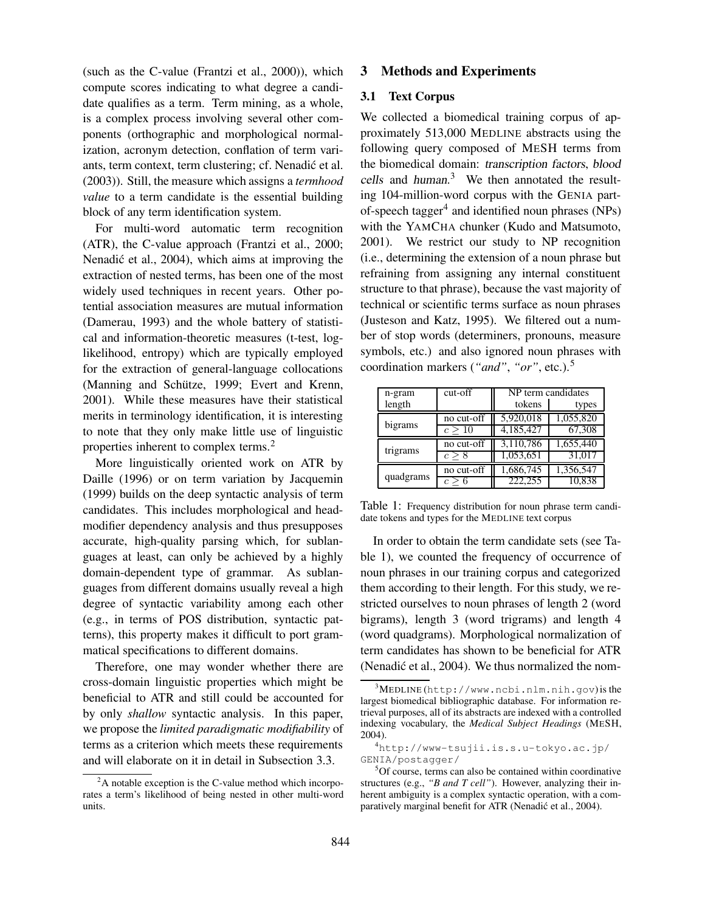(such as the C-value (Frantzi et al., 2000)), which compute scores indicating to what degree a candidate qualifies as a term. Term mining, as a whole, is a complex process involving several other components (orthographic and morphological normalization, acronym detection, conflation of term variants, term context, term clustering; cf. Nenadić et al. (2003)). Still, the measure which assigns a *termhood value* to a term candidate is the essential building block of any term identification system.

For multi-word automatic term recognition (ATR), the C-value approach (Frantzi et al., 2000; Nenadić et al., 2004), which aims at improving the extraction of nested terms, has been one of the most widely used techniques in recent years. Other potential association measures are mutual information (Damerau, 1993) and the whole battery of statistical and information-theoretic measures (t-test, log-likelihood, entropy) which are typically employed for the extraction of general-language collocations (Manning and Schütze, 1999; Evert and Krenn, 2001). While these measures have their statistical merits in terminology identification, it is interesting to note that they only make little use of linguistic properties inherent to complex terms.[2]

More linguistically oriented work on ATR by Daille (1996) or on term variation by Jacquemin (1999) builds on the deep syntactic analysis of term candidates. This includes morphological and head-modifier dependency analysis and thus presupposes accurate, high-quality parsing which, for sublanguages at least, can only be achieved by a highly domain-dependent type of grammar. As sublanguages from different domains usually reveal a high degree of syntactic variability among each other (e.g., in terms of POS distribution, syntactic patterns), this property makes it difficult to port grammatical specifications to different domains.

Therefore, one may wonder whether there are cross-domain linguistic properties which might be beneficial to ATR and still could be accounted for by only *shallow* syntactic analysis. In this paper, we propose the *limited paradigmatic modifiability* of terms as a criterion which meets these requirements and will elaborate on it in detail in Subsection 3.3.

[2] A notable exception is the C-value method which incorporates a term's likelihood of being nested in other multi-word units.

## 3 Methods and Experiments

### 3.1 Text Corpus

We collected a biomedical training corpus of approximately 513,000 MEDLINE abstracts using the following query composed of MESH terms from the biomedical domain: transcription factors, blood cells and human.[3] We then annotated the resulting 104-million-word corpus with the GENIA part-of-speech tagger[4] and identified noun phrases (NPs) with the YAMCHA chunker (Kudo and Matsumoto, 2001). We restrict our study to NP recognition (i.e., determining the extension of a noun phrase but refraining from assigning any internal constituent structure to that phrase), because the vast majority of technical or scientific terms surface as noun phrases (Justeson and Katz, 1995). We filtered out a number of stop words (determiners, pronouns, measure symbols, etc.) and also ignored noun phrases with coordination markers (*"and"*, *"or"*, etc.).[5]

| n-gram length | cut-off | NP term candidates | |
|---|---|---|---|
| | | tokens | types |
| bigrams | no cut-off | 5,920,018 | 1,055,820 |
| | $c \geq 10$ | 4,185,427 | 67,308 |
| trigrams | no cut-off | 3,110,786 | 1,655,440 |
| | $c \geq 8$ | 1,053,651 | 31,017 |
| quadgrams | no cut-off | 1,686,745 | 1,356,547 |
| | $c \geq 6$ | 222,255 | 10,838 |

Table 1: Frequency distribution for noun phrase term candidate tokens and types for the MEDLINE text corpus

In order to obtain the term candidate sets (see Table 1), we counted the frequency of occurrence of noun phrases in our training corpus and categorized them according to their length. For this study, we restricted ourselves to noun phrases of length 2 (word bigrams), length 3 (word trigrams) and length 4 (word quadgrams). Morphological normalization of term candidates has shown to be beneficial for ATR (Nenadić et al., 2004). We thus normalized the nom-

[3] MEDLINE (`http://www.ncbi.nlm.nih.gov`) is the largest biomedical bibliographic database. For information retrieval purposes, all of its abstracts are indexed with a controlled indexing vocabulary, the *Medical Subject Headings* (MESH, 2004).

[4] `http://www-tsujii.is.s.u-tokyo.ac.jp/GENIA/postagger/`

[5] Of course, terms can also be contained within coordinative structures (e.g., *"B and T cell"*). However, analyzing their inherent ambiguity is a complex syntactic operation, with a comparatively marginal benefit for ATR (Nenadić et al., 2004).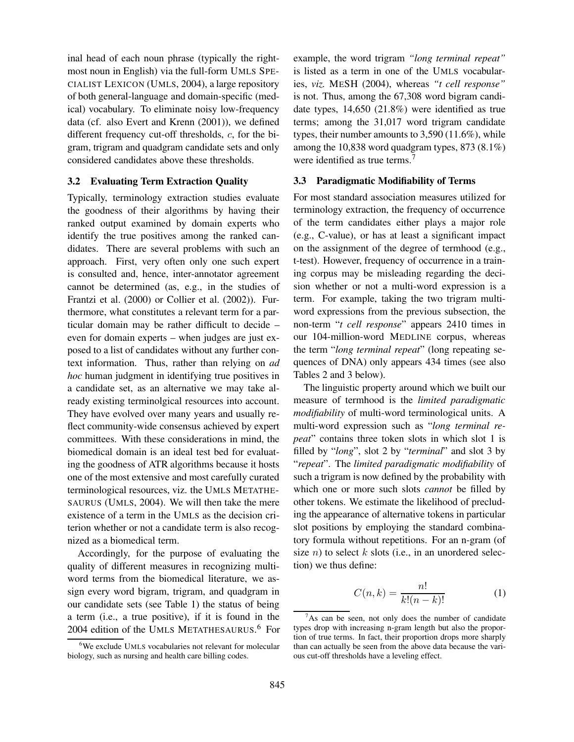inal head of each noun phrase (typically the right-most noun in English) via the full-form UMLS SPECIALIST LEXICON (UMLS, 2004), a large repository of both general-language and domain-specific (medical) vocabulary. To eliminate noisy low-frequency data (cf. also Evert and Krenn (2001)), we defined different frequency cut-off thresholds, $c$, for the bigram, trigram and quadgram candidate sets and only considered candidates above these thresholds.

### 3.2 Evaluating Term Extraction Quality

Typically, terminology extraction studies evaluate the goodness of their algorithms by having their ranked output examined by domain experts who identify the true positives among the ranked candidates. There are several problems with such an approach. First, very often only one such expert is consulted and, hence, inter-annotator agreement cannot be determined (as, e.g., in the studies of Frantzi et al. (2000) or Collier et al. (2002)). Furthermore, what constitutes a relevant term for a particular domain may be rather difficult to decide – even for domain experts – when judges are just exposed to a list of candidates without any further context information. Thus, rather than relying on *ad hoc* human judgment in identifying true positives in a candidate set, as an alternative we may take already existing terminolgical resources into account. They have evolved over many years and usually reflect community-wide consensus achieved by expert committees. With these considerations in mind, the biomedical domain is an ideal test bed for evaluating the goodness of ATR algorithms because it hosts one of the most extensive and most carefully curated terminological resources, viz. the UMLS METATHESAURUS (UMLS, 2004). We will then take the mere existence of a term in the UMLS as the decision criterion whether or not a candidate term is also recognized as a biomedical term.

Accordingly, for the purpose of evaluating the quality of different measures in recognizing multi-word terms from the biomedical literature, we assign every word bigram, trigram, and quadgram in our candidate sets (see Table 1) the status of being a term (i.e., a true positive), if it is found in the 2004 edition of the UMLS METATHESAURUS.[6] For example, the word trigram *"long terminal repeat"* is listed as a term in one of the UMLS vocabularies, *viz.* MESH (2004), whereas *"t cell response"* is not. Thus, among the 67,308 word bigram candidate types, 14,650 (21.8%) were identified as true terms; among the 31,017 word trigram candidate types, their number amounts to 3,590 (11.6%), while among the 10,838 word quadgram types, 873 (8.1%) were identified as true terms.[7]

### 3.3 Paradigmatic Modifiability of Terms

For most standard association measures utilized for terminology extraction, the frequency of occurrence of the term candidates either plays a major role (e.g., C-value), or has at least a significant impact on the assignment of the degree of termhood (e.g., t-test). However, frequency of occurrence in a training corpus may be misleading regarding the decision whether or not a multi-word expression is a term. For example, taking the two trigram multi-word expressions from the previous subsection, the non-term "*t cell response*" appears 2410 times in our 104-million-word MEDLINE corpus, whereas the term "*long terminal repeat*" (long repeating sequences of DNA) only appears 434 times (see also Tables 2 and 3 below).

The linguistic property around which we built our measure of termhood is the *limited paradigmatic modifiability* of multi-word terminological units. A multi-word expression such as "*long terminal repeat*" contains three token slots in which slot 1 is filled by "*long*", slot 2 by "*terminal*" and slot 3 by "*repeat*". The *limited paradigmatic modifiability* of such a trigram is now defined by the probability with which one or more such slots *cannot* be filled by other tokens. We estimate the likelihood of precluding the appearance of alternative tokens in particular slot positions by employing the standard combinatory formula without repetitions. For an n-gram (of size $n$) to select $k$ slots (i.e., in an unordered selection) we thus define:

$$C(n,k) = \frac{n!}{k!(n-k)!} \tag{1}$$

[6] We exclude UMLS vocabularies not relevant for molecular biology, such as nursing and health care billing codes.

[7] As can be seen, not only does the number of candidate types drop with increasing n-gram length but also the proportion of true terms. In fact, their proportion drops more sharply than can actually be seen from the above data because the various cut-off thresholds have a leveling effect.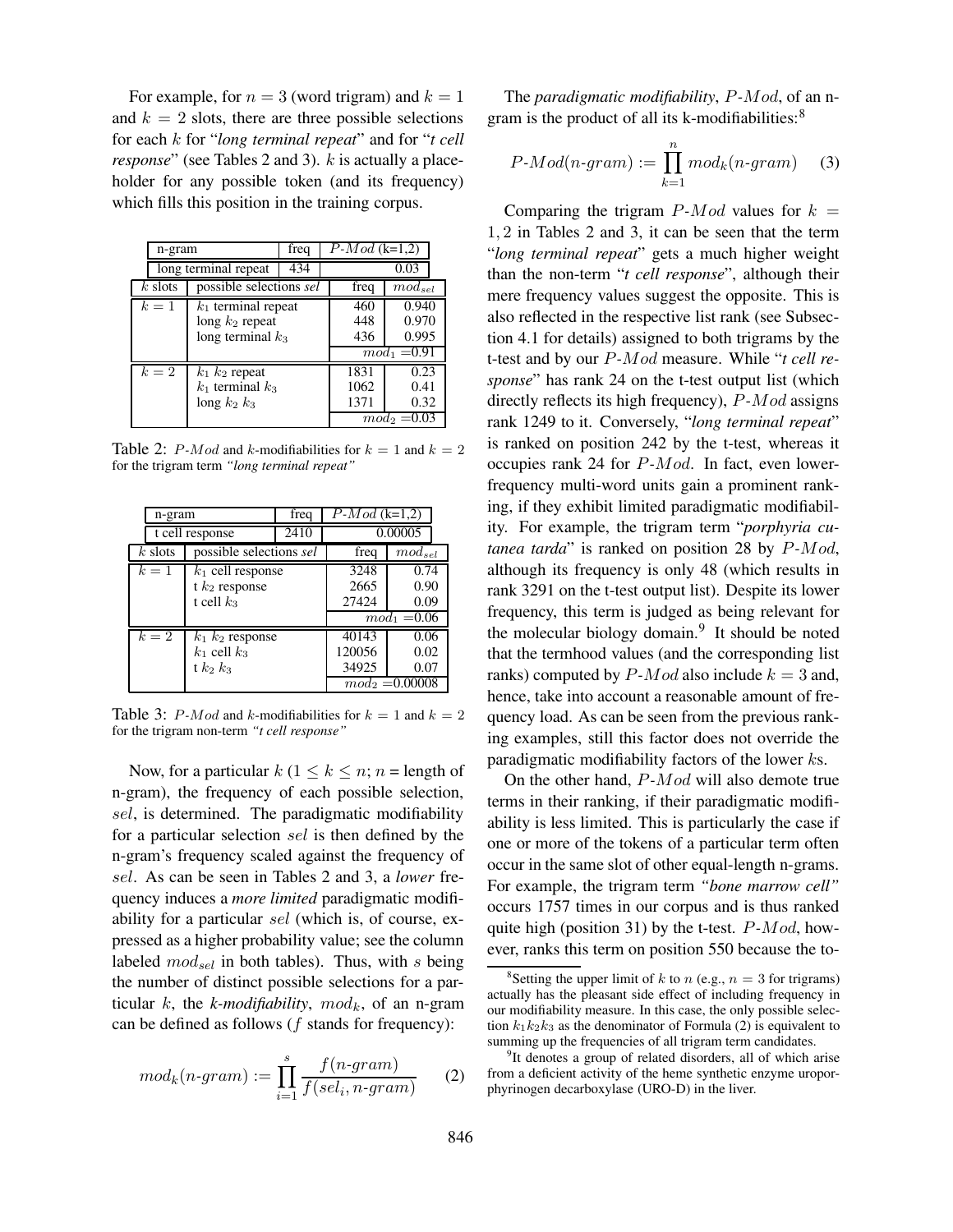For example, for $n = 3$ (word trigram) and $k = 1$ and $k = 2$ slots, there are three possible selections for each $k$ for "*long terminal repeat*" and for "*t cell response*" (see Tables 2 and 3). $k$ is actually a placeholder for any possible token (and its frequency) which fills this position in the training corpus.

| n-gram | | freq | $P\text{-}Mod$ (k=1,2) | |
|---|---|---|---|---|
| long terminal repeat | | 434 | 0.03 | |
| $k$ slots | possible selections *sel* | | freq | $mod_{sel}$ |
| $k = 1$ | $k_1$ terminal repeat | | 460 | 0.940 |
| | long $k_2$ repeat | | 448 | 0.970 |
| | long terminal $k_3$ | | 436 | 0.995 |
| | | | $mod_1 = 0.91$ | |
| $k = 2$ | $k_1$ $k_2$ repeat | | 1831 | 0.23 |
| | $k_1$ terminal $k_3$ | | 1062 | 0.41 |
| | long $k_2$ $k_3$ | | 1371 | 0.32 |
| | | | $mod_2 = 0.03$ | |

Table 2: $P\text{-}Mod$ and $k$-modifiabilities for $k = 1$ and $k = 2$ for the trigram term *"long terminal repeat"*

| n-gram | | freq | $P\text{-}Mod$ (k=1,2) | |
|---|---|---|---|---|
| t cell response | | 2410 | 0.00005 | |
| $k$ slots | possible selections *sel* | | freq | $mod_{sel}$ |
| $k = 1$ | $k_1$ cell response | | 3248 | 0.74 |
| | t $k_2$ response | | 2665 | 0.90 |
| | t cell $k_3$ | | 27424 | 0.09 |
| | | | $mod_1 = 0.06$ | |
| $k = 2$ | $k_1$ $k_2$ response | | 40143 | 0.06 |
| | $k_1$ cell $k_3$ | | 120056 | 0.02 |
| | t $k_2$ $k_3$ | | 34925 | 0.07 |
| | | | $mod_2 = 0.00008$ | |

Table 3: $P\text{-}Mod$ and $k$-modifiabilities for $k = 1$ and $k = 2$ for the trigram non-term *"t cell response"*

Now, for a particular $k$ ($1 \leq k \leq n$; $n$ = length of n-gram), the frequency of each possible selection, $sel$, is determined. The paradigmatic modifiability for a particular selection $sel$ is then defined by the n-gram's frequency scaled against the frequency of $sel$. As can be seen in Tables 2 and 3, a *lower* frequency induces a *more limited* paradigmatic modifiability for a particular $sel$ (which is, of course, expressed as a higher probability value; see the column labeled $mod_{sel}$ in both tables). Thus, with $s$ being the number of distinct possible selections for a particular $k$, the *k-modifiability*, $mod_k$, of an n-gram can be defined as follows ($f$ stands for frequency):

$$mod_k(n\text{-}gram) := \prod_{i=1}^{s} \frac{f(n\text{-}gram)}{f(sel_i, n\text{-}gram)} \qquad (2)$$

The *paradigmatic modifiability*, $P\text{-}Mod$, of an n-gram is the product of all its k-modifiabilities:[8]

$$P\text{-}Mod(n\text{-}gram) := \prod_{k=1}^{n} mod_k(n\text{-}gram) \qquad (3)$$

Comparing the trigram $P\text{-}Mod$ values for $k = 1, 2$ in Tables 2 and 3, it can be seen that the term "*long terminal repeat*" gets a much higher weight than the non-term "*t cell response*", although their mere frequency values suggest the opposite. This is also reflected in the respective list rank (see Subsection 4.1 for details) assigned to both trigrams by the t-test and by our $P\text{-}Mod$ measure. While "*t cell response*" has rank 24 on the t-test output list (which directly reflects its high frequency), $P\text{-}Mod$ assigns rank 1249 to it. Conversely, "*long terminal repeat*" is ranked on position 242 by the t-test, whereas it occupies rank 24 for $P\text{-}Mod$. In fact, even lower-frequency multi-word units gain a prominent ranking, if they exhibit limited paradigmatic modifiability. For example, the trigram term "*porphyria cutanea tarda*" is ranked on position 28 by $P\text{-}Mod$, although its frequency is only 48 (which results in rank 3291 on the t-test output list). Despite its lower frequency, this term is judged as being relevant for the molecular biology domain.[9] It should be noted that the termhood values (and the corresponding list ranks) computed by $P\text{-}Mod$ also include $k = 3$ and, hence, take into account a reasonable amount of frequency load. As can be seen from the previous ranking examples, still this factor does not override the paradigmatic modifiability factors of the lower $k$s.

On the other hand, $P\text{-}Mod$ will also demote true terms in their ranking, if their paradigmatic modifiability is less limited. This is particularly the case if one or more of the tokens of a particular term often occur in the same slot of other equal-length n-grams. For example, the trigram term *"bone marrow cell"* occurs 1757 times in our corpus and is thus ranked quite high (position 31) by the t-test. $P\text{-}Mod$, however, ranks this term on position 550 because the to-

[8] Setting the upper limit of $k$ to $n$ (e.g., $n = 3$ for trigrams) actually has the pleasant side effect of including frequency in our modifiability measure. In this case, the only possible selection $k_1k_2k_3$ as the denominator of Formula (2) is equivalent to summing up the frequencies of all trigram term candidates.

[9] It denotes a group of related disorders, all of which arise from a deficient activity of the heme synthetic enzyme uroporphyrinogen decarboxylase (URO-D) in the liver.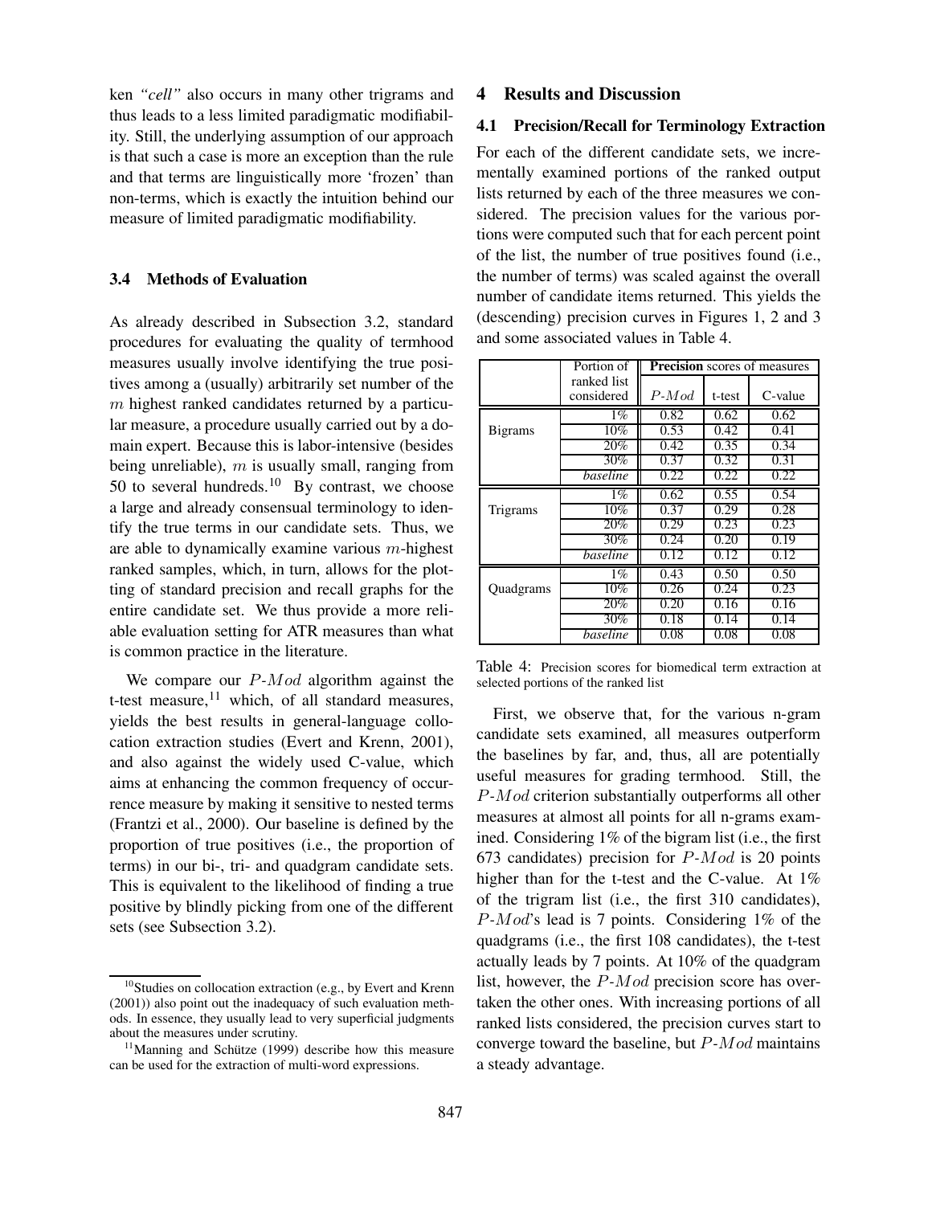ken *"cell"* also occurs in many other trigrams and thus leads to a less limited paradigmatic modifiability. Still, the underlying assumption of our approach is that such a case is more an exception than the rule and that terms are linguistically more 'frozen' than non-terms, which is exactly the intuition behind our measure of limited paradigmatic modifiability.

### 3.4 Methods of Evaluation

As already described in Subsection 3.2, standard procedures for evaluating the quality of termhood measures usually involve identifying the true positives among a (usually) arbitrarily set number of the $m$ highest ranked candidates returned by a particular measure, a procedure usually carried out by a domain expert. Because this is labor-intensive (besides being unreliable), $m$ is usually small, ranging from 50 to several hundreds.[10] By contrast, we choose a large and already consensual terminology to identify the true terms in our candidate sets. Thus, we are able to dynamically examine various $m$-highest ranked samples, which, in turn, allows for the plotting of standard precision and recall graphs for the entire candidate set. We thus provide a more reliable evaluation setting for ATR measures than what is common practice in the literature.

We compare our $P\text{-}Mod$ algorithm against the t-test measure,[11] which, of all standard measures, yields the best results in general-language collocation extraction studies (Evert and Krenn, 2001), and also against the widely used C-value, which aims at enhancing the common frequency of occurrence measure by making it sensitive to nested terms (Frantzi et al., 2000). Our baseline is defined by the proportion of true positives (i.e., the proportion of terms) in our bi-, tri- and quadgram candidate sets. This is equivalent to the likelihood of finding a true positive by blindly picking from one of the different sets (see Subsection 3.2).

[10] Studies on collocation extraction (e.g., by Evert and Krenn (2001)) also point out the inadequacy of such evaluation methods. In essence, they usually lead to very superficial judgments about the measures under scrutiny.

[11] Manning and Schütze (1999) describe how this measure can be used for the extraction of multi-word expressions.

## 4 Results and Discussion

### 4.1 Precision/Recall for Terminology Extraction

For each of the different candidate sets, we incrementally examined portions of the ranked output lists returned by each of the three measures we considered. The precision values for the various portions were computed such that for each percent point of the list, the number of true positives found (i.e., the number of terms) was scaled against the overall number of candidate items returned. This yields the (descending) precision curves in Figures 1, 2 and 3 and some associated values in Table 4.

| | Portion of ranked list considered | **Precision** scores of measures | | |
|---|---|---|---|---|
| | | $P\text{-}Mod$ | t-test | C-value |
| Bigrams | 1% | 0.82 | 0.62 | 0.62 |
| | 10% | 0.53 | 0.42 | 0.41 |
| | 20% | 0.42 | 0.35 | 0.34 |
| | 30% | 0.37 | 0.32 | 0.31 |
| | *baseline* | 0.22 | 0.22 | 0.22 |
| Trigrams | 1% | 0.62 | 0.55 | 0.54 |
| | 10% | 0.37 | 0.29 | 0.28 |
| | 20% | 0.29 | 0.23 | 0.23 |
| | 30% | 0.24 | 0.20 | 0.19 |
| | *baseline* | 0.12 | 0.12 | 0.12 |
| Quadgrams | 1% | 0.43 | 0.50 | 0.50 |
| | 10% | 0.26 | 0.24 | 0.23 |
| | 20% | 0.20 | 0.16 | 0.16 |
| | 30% | 0.18 | 0.14 | 0.14 |
| | *baseline* | 0.08 | 0.08 | 0.08 |

Table 4: Precision scores for biomedical term extraction at selected portions of the ranked list

First, we observe that, for the various n-gram candidate sets examined, all measures outperform the baselines by far, and, thus, all are potentially useful measures for grading termhood. Still, the $P\text{-}Mod$ criterion substantially outperforms all other measures at almost all points for all n-grams examined. Considering 1% of the bigram list (i.e., the first 673 candidates) precision for $P\text{-}Mod$ is 20 points higher than for the t-test and the C-value. At 1% of the trigram list (i.e., the first 310 candidates), $P\text{-}Mod$'s lead is 7 points. Considering 1% of the quadgrams (i.e., the first 108 candidates), the t-test actually leads by 7 points. At 10% of the quadgram list, however, the $P\text{-}Mod$ precision score has overtaken the other ones. With increasing portions of all ranked lists considered, the precision curves start to converge toward the baseline, but $P\text{-}Mod$ maintains a steady advantage.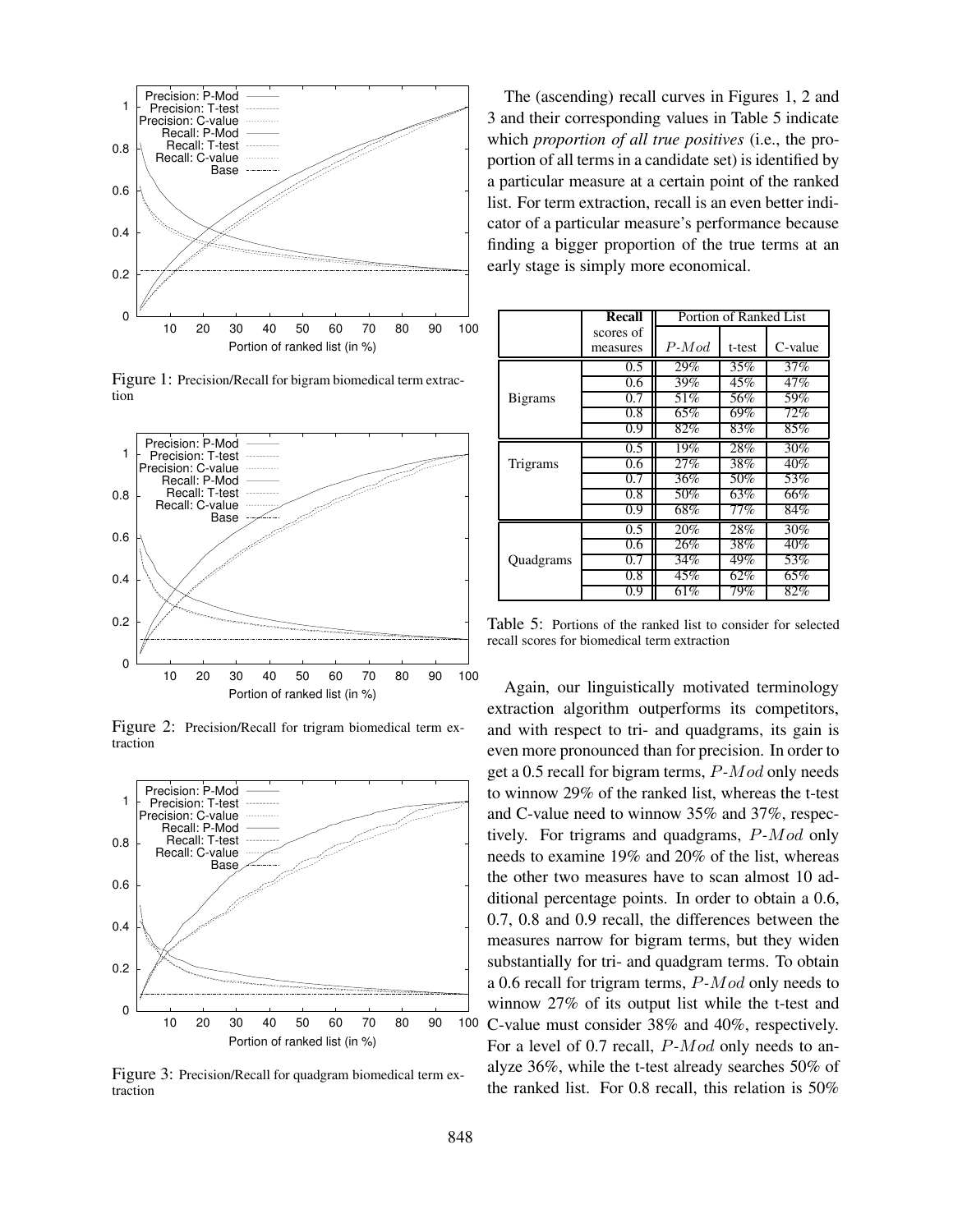Figure 1: Precision/Recall for bigram biomedical term extraction

Figure 2: Precision/Recall for trigram biomedical term extraction

Figure 3: Precision/Recall for quadgram biomedical term extraction

The (ascending) recall curves in Figures 1, 2 and 3 and their corresponding values in Table 5 indicate which *proportion of all true positives* (i.e., the proportion of all terms in a candidate set) is identified by a particular measure at a certain point of the ranked list. For term extraction, recall is an even better indicator of a particular measure's performance because finding a bigger proportion of the true terms at an early stage is simply more economical.

| | **Recall** scores of measures | Portion of Ranked List | | |
|---|---|---|---|---|
| | | $P\text{-}Mod$ | t-test | C-value |
| Bigrams | 0.5 | 29% | 35% | 37% |
| | 0.6 | 39% | 45% | 47% |
| | 0.7 | 51% | 56% | 59% |
| | 0.8 | 65% | 69% | 72% |
| | 0.9 | 82% | 83% | 85% |
| Trigrams | 0.5 | 19% | 28% | 30% |
| | 0.6 | 27% | 38% | 40% |
| | 0.7 | 36% | 50% | 53% |
| | 0.8 | 50% | 63% | 66% |
| | 0.9 | 68% | 77% | 84% |
| Quadgrams | 0.5 | 20% | 28% | 30% |
| | 0.6 | 26% | 38% | 40% |
| | 0.7 | 34% | 49% | 53% |
| | 0.8 | 45% | 62% | 65% |
| | 0.9 | 61% | 79% | 82% |

Table 5: Portions of the ranked list to consider for selected recall scores for biomedical term extraction

Again, our linguistically motivated terminology extraction algorithm outperforms its competitors, and with respect to tri- and quadgrams, its gain is even more pronounced than for precision. In order to get a 0.5 recall for bigram terms, $P\text{-}Mod$ only needs to winnow 29% of the ranked list, whereas the t-test and C-value need to winnow 35% and 37%, respectively. For trigrams and quadgrams, $P\text{-}Mod$ only needs to examine 19% and 20% of the list, whereas the other two measures have to scan almost 10 additional percentage points. In order to obtain a 0.6, 0.7, 0.8 and 0.9 recall, the differences between the measures narrow for bigram terms, but they widen substantially for tri- and quadgram terms. To obtain a 0.6 recall for trigram terms, $P\text{-}Mod$ only needs to winnow 27% of its output list while the t-test and C-value must consider 38% and 40%, respectively. For a level of 0.7 recall, $P\text{-}Mod$ only needs to analyze 36%, while the t-test already searches 50% of the ranked list. For 0.8 recall, this relation is 50%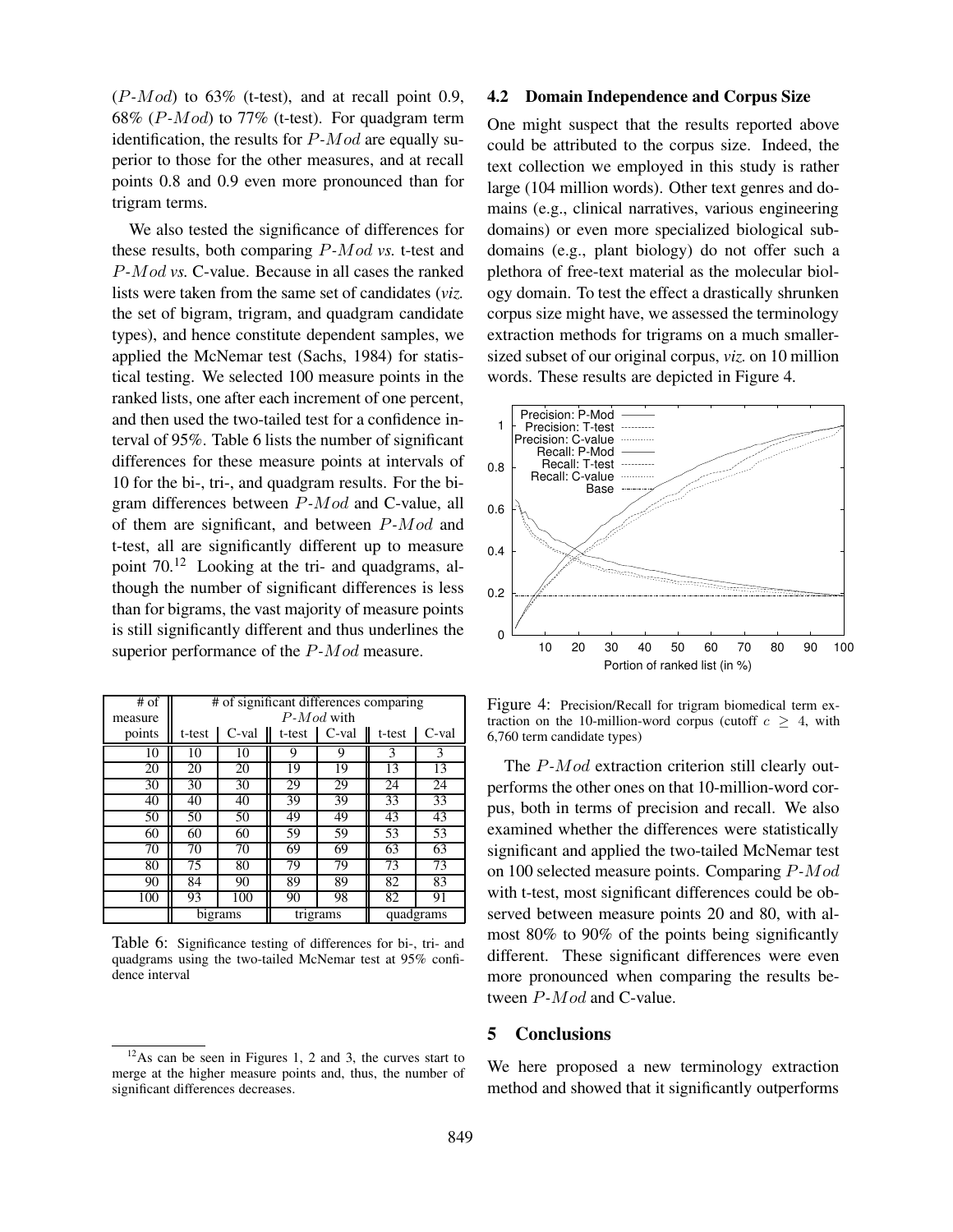($P$-$Mod$) to 63% (t-test), and at recall point 0.9, 68% ($P$-$Mod$) to 77% (t-test). For quadgram term identification, the results for $P$-$Mod$ are equally superior to those for the other measures, and at recall points 0.8 and 0.9 even more pronounced than for trigram terms.

We also tested the significance of differences for these results, both comparing $P$-$Mod$ *vs.* t-test and $P$-$Mod$ *vs.* C-value. Because in all cases the ranked lists were taken from the same set of candidates (*viz.* the set of bigram, trigram, and quadgram candidate types), and hence constitute dependent samples, we applied the McNemar test (Sachs, 1984) for statistical testing. We selected 100 measure points in the ranked lists, one after each increment of one percent, and then used the two-tailed test for a confidence interval of 95%. Table 6 lists the number of significant differences for these measure points at intervals of 10 for the bi-, tri-, and quadgram results. For the bigram differences between $P$-$Mod$ and C-value, all of them are significant, and between $P$-$Mod$ and t-test, all are significantly different up to measure point 70.[12] Looking at the tri- and quadgrams, although the number of significant differences is less than for bigrams, the vast majority of measure points is still significantly different and thus underlines the superior performance of the $P$-$Mod$ measure.

| # of measure points | # of significant differences comparing $P$-$Mod$ with | | | | | |
|---|---|---|---|---|---|---|
| | t-test | C-val | t-test | C-val | t-test | C-val |
| 10 | 10 | 10 | 9 | 9 | 3 | 3 |
| 20 | 20 | 20 | 19 | 19 | 13 | 13 |
| 30 | 30 | 30 | 29 | 29 | 24 | 24 |
| 40 | 40 | 40 | 39 | 39 | 33 | 33 |
| 50 | 50 | 50 | 49 | 49 | 43 | 43 |
| 60 | 60 | 60 | 59 | 59 | 53 | 53 |
| 70 | 70 | 70 | 69 | 69 | 63 | 63 |
| 80 | 75 | 80 | 79 | 79 | 73 | 73 |
| 90 | 84 | 90 | 89 | 89 | 82 | 83 |
| 100 | 93 | 100 | 90 | 98 | 82 | 91 |
| | bigrams | | trigrams | | quadgrams | |

Table 6: Significance testing of differences for bi-, tri- and quadgrams using the two-tailed McNemar test at 95% confidence interval

## 4.2 Domain Independence and Corpus Size

One might suspect that the results reported above could be attributed to the corpus size. Indeed, the text collection we employed in this study is rather large (104 million words). Other text genres and domains (e.g., clinical narratives, various engineering domains) or even more specialized biological subdomains (e.g., plant biology) do not offer such a plethora of free-text material as the molecular biology domain. To test the effect a drastically shrunken corpus size might have, we assessed the terminology extraction methods for trigrams on a much smaller-sized subset of our original corpus, *viz.* on 10 million words. These results are depicted in Figure 4.

Figure 4: Precision/Recall for trigram biomedical term extraction on the 10-million-word corpus (cutoff $c \geq 4$, with 6,760 term candidate types)

The $P$-$Mod$ extraction criterion still clearly outperforms the other ones on that 10-million-word corpus, both in terms of precision and recall. We also examined whether the differences were statistically significant and applied the two-tailed McNemar test on 100 selected measure points. Comparing $P$-$Mod$ with t-test, most significant differences could be observed between measure points 20 and 80, with almost 80% to 90% of the points being significantly different. These significant differences were even more pronounced when comparing the results between $P$-$Mod$ and C-value.

# 5 Conclusions

We here proposed a new terminology extraction method and showed that it significantly outperforms

[12] As can be seen in Figures 1, 2 and 3, the curves start to merge at the higher measure points and, thus, the number of significant differences decreases.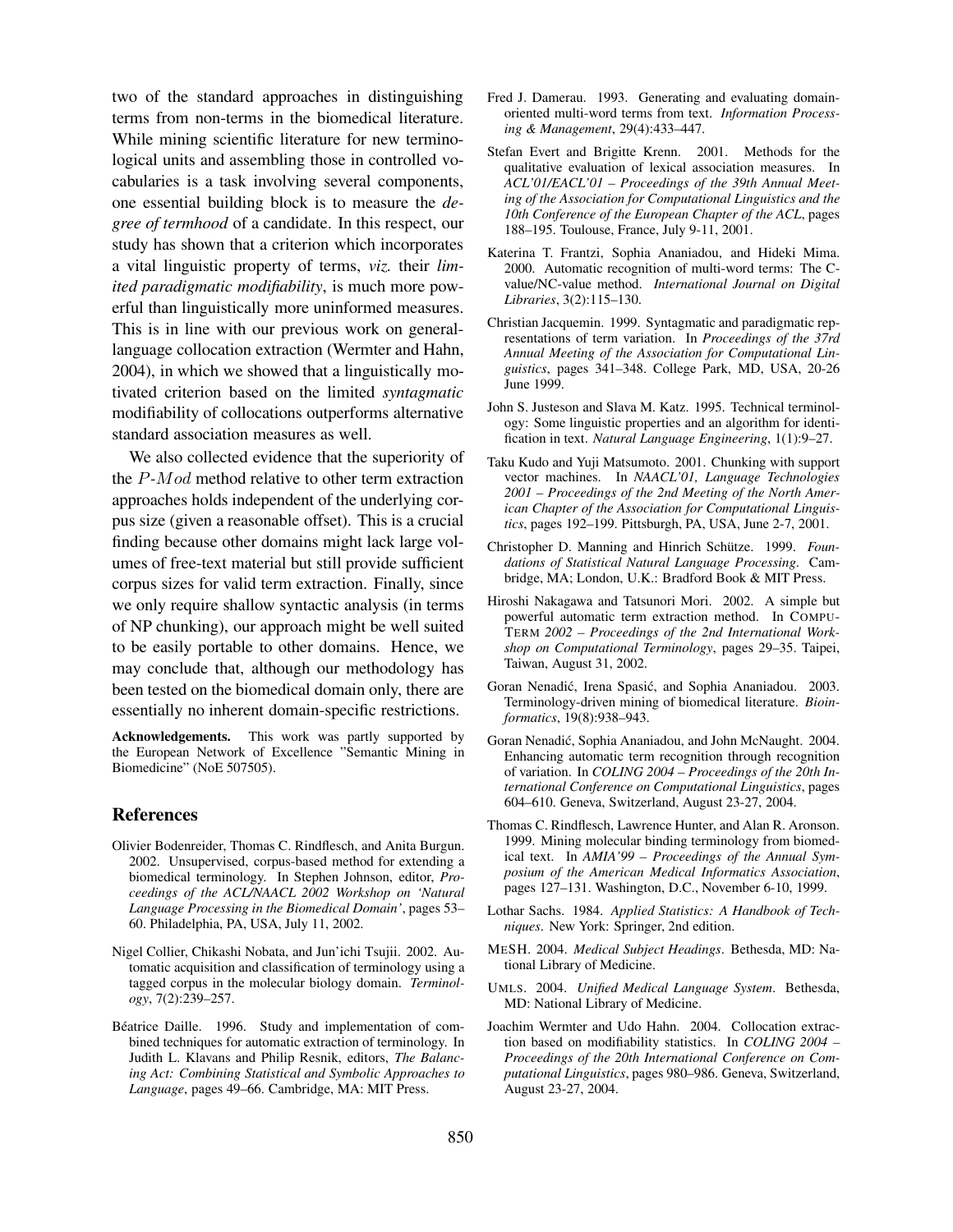two of the standard approaches in distinguishing terms from non-terms in the biomedical literature. While mining scientific literature for new terminological units and assembling those in controlled vocabularies is a task involving several components, one essential building block is to measure the *degree of termhood* of a candidate. In this respect, our study has shown that a criterion which incorporates a vital linguistic property of terms, *viz.* their *limited paradigmatic modifiability*, is much more powerful than linguistically more uninformed measures. This is in line with our previous work on general-language collocation extraction (Wermter and Hahn, 2004), in which we showed that a linguistically motivated criterion based on the limited *syntagmatic* modifiability of collocations outperforms alternative standard association measures as well.

We also collected evidence that the superiority of the $P\text{-}Mod$ method relative to other term extraction approaches holds independent of the underlying corpus size (given a reasonable offset). This is a crucial finding because other domains might lack large volumes of free-text material but still provide sufficient corpus sizes for valid term extraction. Finally, since we only require shallow syntactic analysis (in terms of NP chunking), our approach might be well suited to be easily portable to other domains. Hence, we may conclude that, although our methodology has been tested on the biomedical domain only, there are essentially no inherent domain-specific restrictions.

**Acknowledgements.** This work was partly supported by the European Network of Excellence "Semantic Mining in Biomedicine" (NoE 507505).

## References

Olivier Bodenreider, Thomas C. Rindflesch, and Anita Burgun. 2002. Unsupervised, corpus-based method for extending a biomedical terminology. In Stephen Johnson, editor, *Proceedings of the ACL/NAACL 2002 Workshop on 'Natural Language Processing in the Biomedical Domain'*, pages 53–60. Philadelphia, PA, USA, July 11, 2002.

Nigel Collier, Chikashi Nobata, and Jun'ichi Tsujii. 2002. Automatic acquisition and classification of terminology using a tagged corpus in the molecular biology domain. *Terminology*, 7(2):239–257.

Béatrice Daille. 1996. Study and implementation of combined techniques for automatic extraction of terminology. In Judith L. Klavans and Philip Resnik, editors, *The Balancing Act: Combining Statistical and Symbolic Approaches to Language*, pages 49–66. Cambridge, MA: MIT Press.

Fred J. Damerau. 1993. Generating and evaluating domain-oriented multi-word terms from text. *Information Processing & Management*, 29(4):433–447.

Stefan Evert and Brigitte Krenn. 2001. Methods for the qualitative evaluation of lexical association measures. In *ACL'01/EACL'01 – Proceedings of the 39th Annual Meeting of the Association for Computational Linguistics and the 10th Conference of the European Chapter of the ACL*, pages 188–195. Toulouse, France, July 9-11, 2001.

Katerina T. Frantzi, Sophia Ananiadou, and Hideki Mima. 2000. Automatic recognition of multi-word terms: The C-value/NC-value method. *International Journal on Digital Libraries*, 3(2):115–130.

Christian Jacquemin. 1999. Syntagmatic and paradigmatic representations of term variation. In *Proceedings of the 37rd Annual Meeting of the Association for Computational Linguistics*, pages 341–348. College Park, MD, USA, 20-26 June 1999.

John S. Justeson and Slava M. Katz. 1995. Technical terminology: Some linguistic properties and an algorithm for identification in text. *Natural Language Engineering*, 1(1):9–27.

Taku Kudo and Yuji Matsumoto. 2001. Chunking with support vector machines. In *NAACL'01, Language Technologies 2001 – Proceedings of the 2nd Meeting of the North American Chapter of the Association for Computational Linguistics*, pages 192–199. Pittsburgh, PA, USA, June 2-7, 2001.

Christopher D. Manning and Hinrich Schütze. 1999. *Foundations of Statistical Natural Language Processing*. Cambridge, MA; London, U.K.: Bradford Book & MIT Press.

Hiroshi Nakagawa and Tatsunori Mori. 2002. A simple but powerful automatic term extraction method. In COMPUTERM *2002 – Proceedings of the 2nd International Workshop on Computational Terminology*, pages 29–35. Taipei, Taiwan, August 31, 2002.

Goran Nenadić, Irena Spasić, and Sophia Ananiadou. 2003. Terminology-driven mining of biomedical literature. *Bioinformatics*, 19(8):938–943.

Goran Nenadić, Sophia Ananiadou, and John McNaught. 2004. Enhancing automatic term recognition through recognition of variation. In *COLING 2004 – Proceedings of the 20th International Conference on Computational Linguistics*, pages 604–610. Geneva, Switzerland, August 23-27, 2004.

Thomas C. Rindflesch, Lawrence Hunter, and Alan R. Aronson. 1999. Mining molecular binding terminology from biomedical text. In *AMIA'99 – Proceedings of the Annual Symposium of the American Medical Informatics Association*, pages 127–131. Washington, D.C., November 6-10, 1999.

Lothar Sachs. 1984. *Applied Statistics: A Handbook of Techniques*. New York: Springer, 2nd edition.

MESH. 2004. *Medical Subject Headings*. Bethesda, MD: National Library of Medicine.

UMLS. 2004. *Unified Medical Language System*. Bethesda, MD: National Library of Medicine.

Joachim Wermter and Udo Hahn. 2004. Collocation extraction based on modifiability statistics. In *COLING 2004 – Proceedings of the 20th International Conference on Computational Linguistics*, pages 980–986. Geneva, Switzerland, August 23-27, 2004.